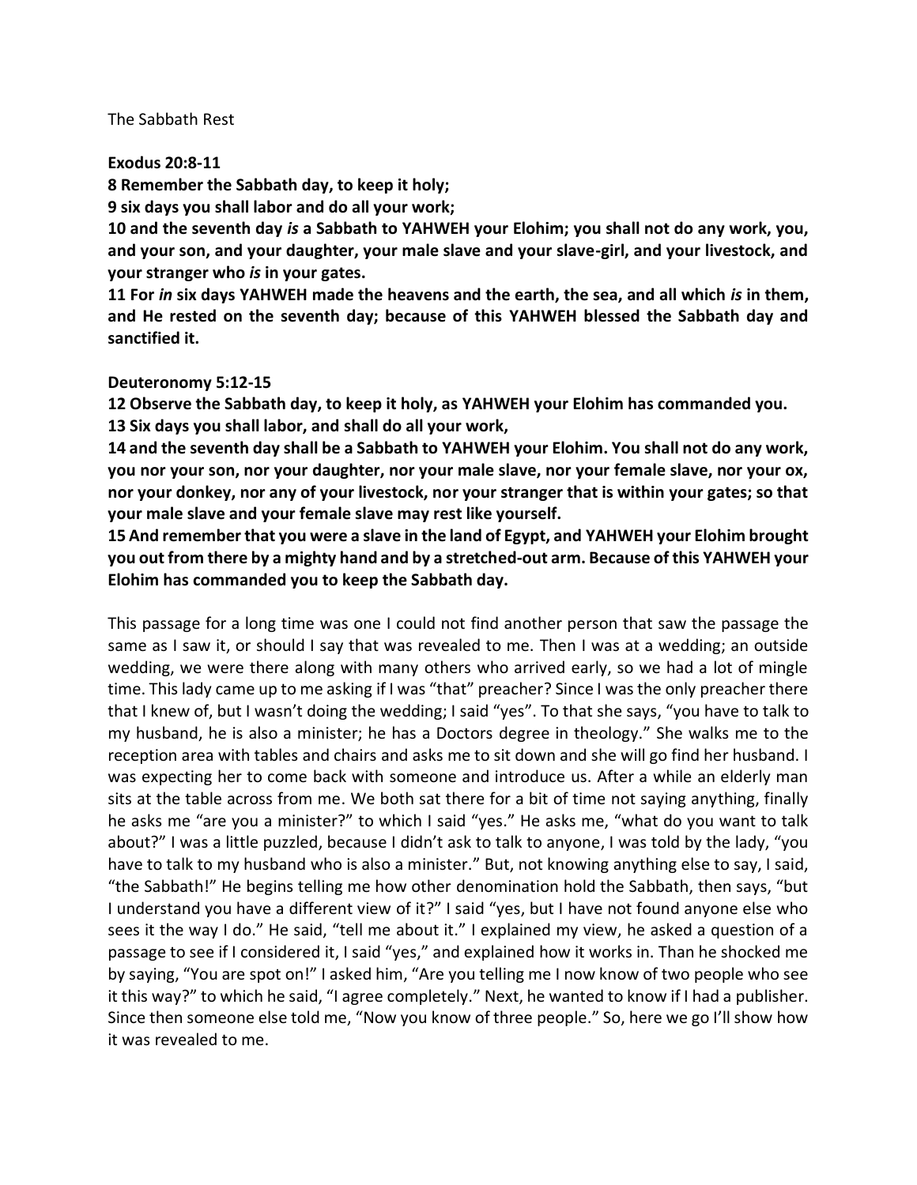The Sabbath Rest

**Exodus 20:8-11**

**8 Remember the Sabbath day, to keep it holy;**

**9 six days you shall labor and do all your work;**

**10 and the seventh day *is* a Sabbath to YAHWEH your Elohim; you shall not do any work, you, and your son, and your daughter, your male slave and your slave-girl, and your livestock, and your stranger who *is* in your gates.**

**11 For *in* six days YAHWEH made the heavens and the earth, the sea, and all which *is* in them, and He rested on the seventh day; because of this YAHWEH blessed the Sabbath day and sanctified it.**

**Deuteronomy 5:12-15**

**12 Observe the Sabbath day, to keep it holy, as YAHWEH your Elohim has commanded you.**

**13 Six days you shall labor, and shall do all your work,**

**14 and the seventh day shall be a Sabbath to YAHWEH your Elohim. You shall not do any work, you nor your son, nor your daughter, nor your male slave, nor your female slave, nor your ox, nor your donkey, nor any of your livestock, nor your stranger that is within your gates; so that your male slave and your female slave may rest like yourself.**

**15 And remember that you were a slave in the land of Egypt, and YAHWEH your Elohim brought you out from there by a mighty hand and by a stretched-out arm. Because of this YAHWEH your Elohim has commanded you to keep the Sabbath day.**

This passage for a long time was one I could not find another person that saw the passage the same as I saw it, or should I say that was revealed to me. Then I was at a wedding; an outside wedding, we were there along with many others who arrived early, so we had a lot of mingle time. This lady came up to me asking if I was "that" preacher? Since I was the only preacher there that I knew of, but I wasn't doing the wedding; I said "yes". To that she says, "you have to talk to my husband, he is also a minister; he has a Doctors degree in theology." She walks me to the reception area with tables and chairs and asks me to sit down and she will go find her husband. I was expecting her to come back with someone and introduce us. After a while an elderly man sits at the table across from me. We both sat there for a bit of time not saying anything, finally he asks me "are you a minister?" to which I said "yes." He asks me, "what do you want to talk about?" I was a little puzzled, because I didn't ask to talk to anyone, I was told by the lady, "you have to talk to my husband who is also a minister." But, not knowing anything else to say, I said, "the Sabbath!" He begins telling me how other denomination hold the Sabbath, then says, "but I understand you have a different view of it?" I said "yes, but I have not found anyone else who sees it the way I do." He said, "tell me about it." I explained my view, he asked a question of a passage to see if I considered it, I said "yes," and explained how it works in. Than he shocked me by saying, "You are spot on!" I asked him, "Are you telling me I now know of two people who see it this way?" to which he said, "I agree completely." Next, he wanted to know if I had a publisher. Since then someone else told me, "Now you know of three people." So, here we go I'll show how it was revealed to me.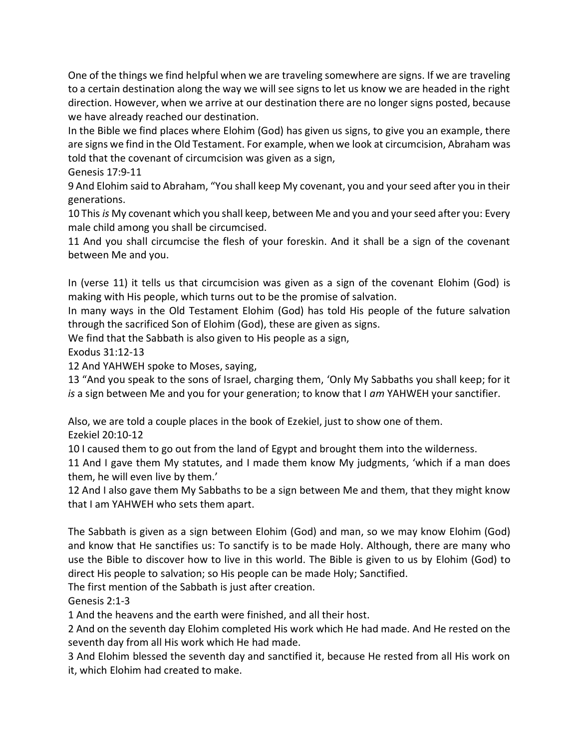One of the things we find helpful when we are traveling somewhere are signs. If we are traveling to a certain destination along the way we will see signs to let us know we are headed in the right direction. However, when we arrive at our destination there are no longer signs posted, because we have already reached our destination.

In the Bible we find places where Elohim (God) has given us signs, to give you an example, there are signs we find in the Old Testament. For example, when we look at circumcision, Abraham was told that the covenant of circumcision was given as a sign,

Genesis 17:9-11

9 And Elohim said to Abraham, "You shall keep My covenant, you and your seed after you in their generations.

10 This *is* My covenant which you shall keep, between Me and you and your seed after you: Every male child among you shall be circumcised.

11 And you shall circumcise the flesh of your foreskin. And it shall be a sign of the covenant between Me and you.

In (verse 11) it tells us that circumcision was given as a sign of the covenant Elohim (God) is making with His people, which turns out to be the promise of salvation.

In many ways in the Old Testament Elohim (God) has told His people of the future salvation through the sacrificed Son of Elohim (God), these are given as signs.

We find that the Sabbath is also given to His people as a sign,

Exodus 31:12-13

12 And YAHWEH spoke to Moses, saying,

13 "And you speak to the sons of Israel, charging them, 'Only My Sabbaths you shall keep; for it *is* a sign between Me and you for your generation; to know that I *am* YAHWEH your sanctifier.

Also, we are told a couple places in the book of Ezekiel, just to show one of them.

Ezekiel 20:10-12

10 I caused them to go out from the land of Egypt and brought them into the wilderness.

11 And I gave them My statutes, and I made them know My judgments, 'which if a man does them, he will even live by them.'

12 And I also gave them My Sabbaths to be a sign between Me and them, that they might know that I am YAHWEH who sets them apart.

The Sabbath is given as a sign between Elohim (God) and man, so we may know Elohim (God) and know that He sanctifies us: To sanctify is to be made Holy. Although, there are many who use the Bible to discover how to live in this world. The Bible is given to us by Elohim (God) to direct His people to salvation; so His people can be made Holy; Sanctified.

The first mention of the Sabbath is just after creation.

Genesis 2:1-3

1 And the heavens and the earth were finished, and all their host.

2 And on the seventh day Elohim completed His work which He had made. And He rested on the seventh day from all His work which He had made.

3 And Elohim blessed the seventh day and sanctified it, because He rested from all His work on it, which Elohim had created to make.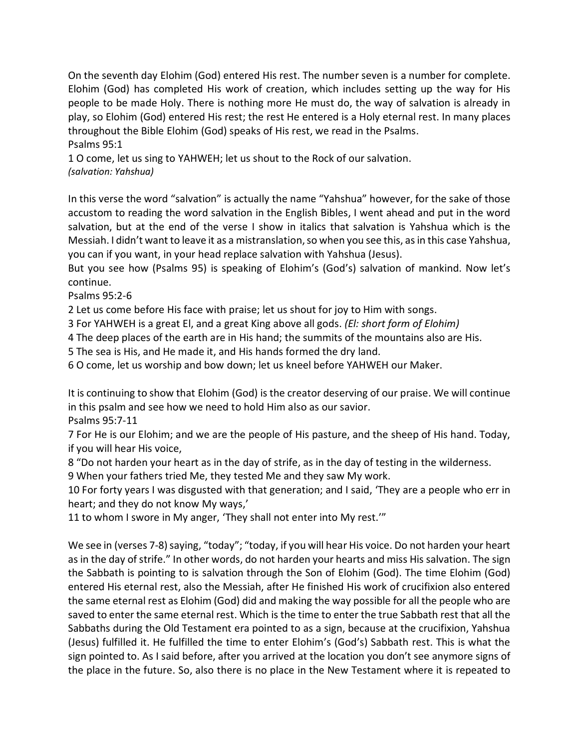On the seventh day Elohim (God) entered His rest. The number seven is a number for complete. Elohim (God) has completed His work of creation, which includes setting up the way for His people to be made Holy. There is nothing more He must do, the way of salvation is already in play, so Elohim (God) entered His rest; the rest He entered is a Holy eternal rest. In many places throughout the Bible Elohim (God) speaks of His rest, we read in the Psalms.

Psalms 95:1

1 O come, let us sing to YAHWEH; let us shout to the Rock of our salvation.
*(salvation: Yahshua)*

In this verse the word "salvation" is actually the name "Yahshua" however, for the sake of those accustom to reading the word salvation in the English Bibles, I went ahead and put in the word salvation, but at the end of the verse I show in italics that salvation is Yahshua which is the Messiah. I didn't want to leave it as a mistranslation, so when you see this, as in this case Yahshua, you can if you want, in your head replace salvation with Yahshua (Jesus).

But you see how (Psalms 95) is speaking of Elohim's (God's) salvation of mankind. Now let's continue.

Psalms 95:2-6

2 Let us come before His face with praise; let us shout for joy to Him with songs.
3 For YAHWEH is a great El, and a great King above all gods. *(El: short form of Elohim)*
4 The deep places of the earth are in His hand; the summits of the mountains also are His.
5 The sea is His, and He made it, and His hands formed the dry land.
6 O come, let us worship and bow down; let us kneel before YAHWEH our Maker.

It is continuing to show that Elohim (God) is the creator deserving of our praise. We will continue in this psalm and see how we need to hold Him also as our savior.

Psalms 95:7-11

7 For He is our Elohim; and we are the people of His pasture, and the sheep of His hand. Today, if you will hear His voice,
8 "Do not harden your heart as in the day of strife, as in the day of testing in the wilderness.
9 When your fathers tried Me, they tested Me and they saw My work.
10 For forty years I was disgusted with that generation; and I said, 'They are a people who err in heart; and they do not know My ways,'
11 to whom I swore in My anger, 'They shall not enter into My rest.'"

We see in (verses 7-8) saying, "today"; "today, if you will hear His voice. Do not harden your heart as in the day of strife." In other words, do not harden your hearts and miss His salvation. The sign the Sabbath is pointing to is salvation through the Son of Elohim (God). The time Elohim (God) entered His eternal rest, also the Messiah, after He finished His work of crucifixion also entered the same eternal rest as Elohim (God) did and making the way possible for all the people who are saved to enter the same eternal rest. Which is the time to enter the true Sabbath rest that all the Sabbaths during the Old Testament era pointed to as a sign, because at the crucifixion, Yahshua (Jesus) fulfilled it. He fulfilled the time to enter Elohim's (God's) Sabbath rest. This is what the sign pointed to. As I said before, after you arrived at the location you don't see anymore signs of the place in the future. So, also there is no place in the New Testament where it is repeated to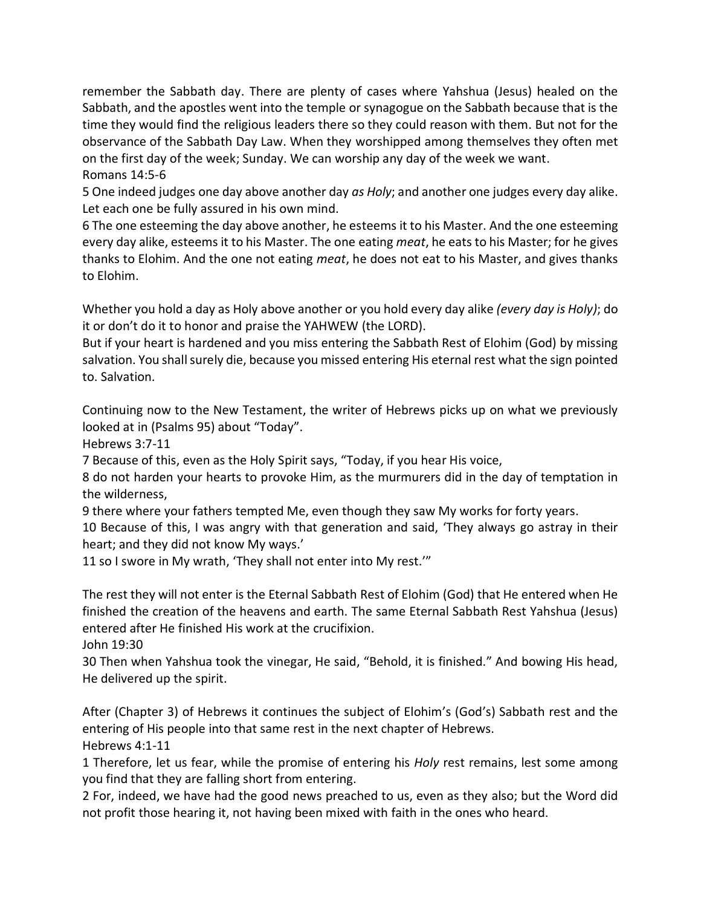remember the Sabbath day. There are plenty of cases where Yahshua (Jesus) healed on the Sabbath, and the apostles went into the temple or synagogue on the Sabbath because that is the time they would find the religious leaders there so they could reason with them. But not for the observance of the Sabbath Day Law. When they worshipped among themselves they often met on the first day of the week; Sunday. We can worship any day of the week we want.
Romans 14:5-6
5 One indeed judges one day above another day *as Holy*; and another one judges every day alike. Let each one be fully assured in his own mind.
6 The one esteeming the day above another, he esteems it to his Master. And the one esteeming every day alike, esteems it to his Master. The one eating *meat*, he eats to his Master; for he gives thanks to Elohim. And the one not eating *meat*, he does not eat to his Master, and gives thanks to Elohim.

Whether you hold a day as Holy above another or you hold every day alike *(every day is Holy)*; do it or don't do it to honor and praise the YAHWEW (the LORD).
But if your heart is hardened and you miss entering the Sabbath Rest of Elohim (God) by missing salvation. You shall surely die, because you missed entering His eternal rest what the sign pointed to. Salvation.

Continuing now to the New Testament, the writer of Hebrews picks up on what we previously looked at in (Psalms 95) about "Today".
Hebrews 3:7-11
7 Because of this, even as the Holy Spirit says, "Today, if you hear His voice,
8 do not harden your hearts to provoke Him, as the murmurers did in the day of temptation in the wilderness,
9 there where your fathers tempted Me, even though they saw My works for forty years.
10 Because of this, I was angry with that generation and said, 'They always go astray in their heart; and they did not know My ways.'
11 so I swore in My wrath, 'They shall not enter into My rest.'"

The rest they will not enter is the Eternal Sabbath Rest of Elohim (God) that He entered when He finished the creation of the heavens and earth. The same Eternal Sabbath Rest Yahshua (Jesus) entered after He finished His work at the crucifixion.
John 19:30
30 Then when Yahshua took the vinegar, He said, "Behold, it is finished." And bowing His head, He delivered up the spirit.

After (Chapter 3) of Hebrews it continues the subject of Elohim's (God's) Sabbath rest and the entering of His people into that same rest in the next chapter of Hebrews.
Hebrews 4:1-11
1 Therefore, let us fear, while the promise of entering his *Holy* rest remains, lest some among you find that they are falling short from entering.
2 For, indeed, we have had the good news preached to us, even as they also; but the Word did not profit those hearing it, not having been mixed with faith in the ones who heard.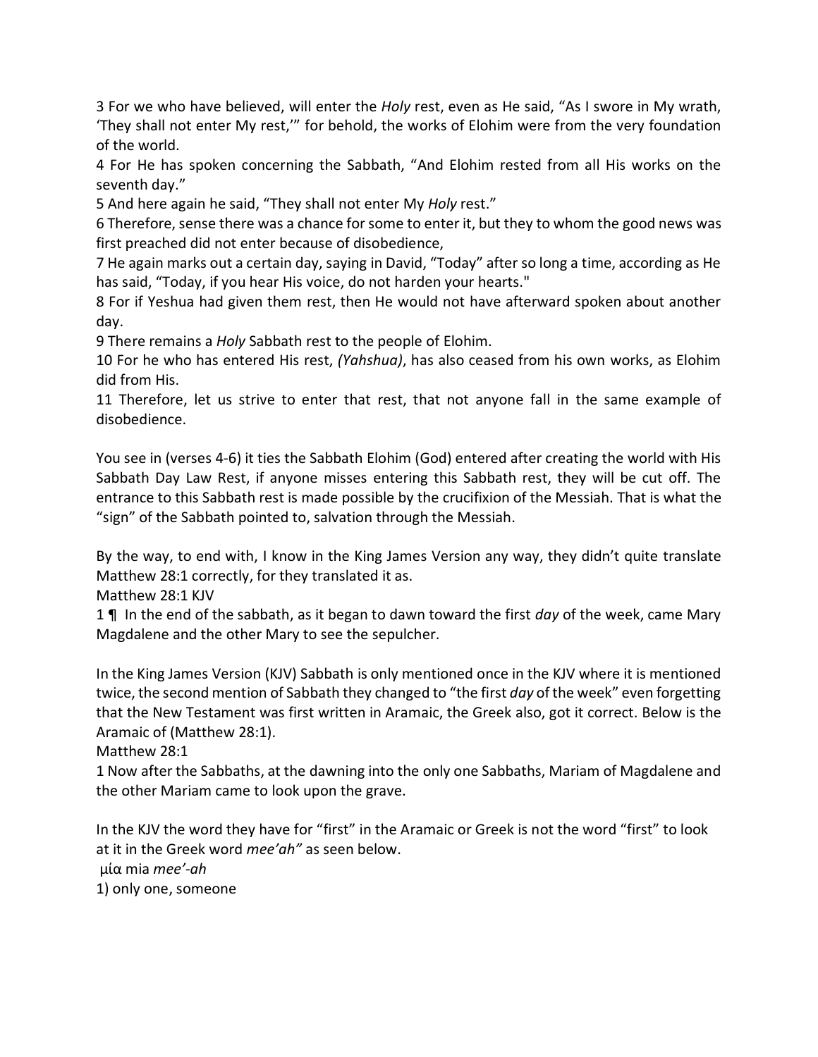3 For we who have believed, will enter the *Holy* rest, even as He said, "As I swore in My wrath, 'They shall not enter My rest,'" for behold, the works of Elohim were from the very foundation of the world.

4 For He has spoken concerning the Sabbath, "And Elohim rested from all His works on the seventh day."

5 And here again he said, "They shall not enter My *Holy* rest."

6 Therefore, sense there was a chance for some to enter it, but they to whom the good news was first preached did not enter because of disobedience,

7 He again marks out a certain day, saying in David, "Today" after so long a time, according as He has said, "Today, if you hear His voice, do not harden your hearts."

8 For if Yeshua had given them rest, then He would not have afterward spoken about another day.

9 There remains a *Holy* Sabbath rest to the people of Elohim.

10 For he who has entered His rest, *(Yahshua)*, has also ceased from his own works, as Elohim did from His.

11 Therefore, let us strive to enter that rest, that not anyone fall in the same example of disobedience.

You see in (verses 4-6) it ties the Sabbath Elohim (God) entered after creating the world with His Sabbath Day Law Rest, if anyone misses entering this Sabbath rest, they will be cut off. The entrance to this Sabbath rest is made possible by the crucifixion of the Messiah. That is what the "sign" of the Sabbath pointed to, salvation through the Messiah.

By the way, to end with, I know in the King James Version any way, they didn't quite translate Matthew 28:1 correctly, for they translated it as.

Matthew 28:1 KJV

1 ¶ In the end of the sabbath, as it began to dawn toward the first *day* of the week, came Mary Magdalene and the other Mary to see the sepulcher.

In the King James Version (KJV) Sabbath is only mentioned once in the KJV where it is mentioned twice, the second mention of Sabbath they changed to "the first *day* of the week" even forgetting that the New Testament was first written in Aramaic, the Greek also, got it correct. Below is the Aramaic of (Matthew 28:1).

Matthew 28:1

1 Now after the Sabbaths, at the dawning into the only one Sabbaths, Mariam of Magdalene and the other Mariam came to look upon the grave.

In the KJV the word they have for "first" in the Aramaic or Greek is not the word "first" to look at it in the Greek word *mee'ah"* as seen below.

μία mia *mee'-ah*

1) only one, someone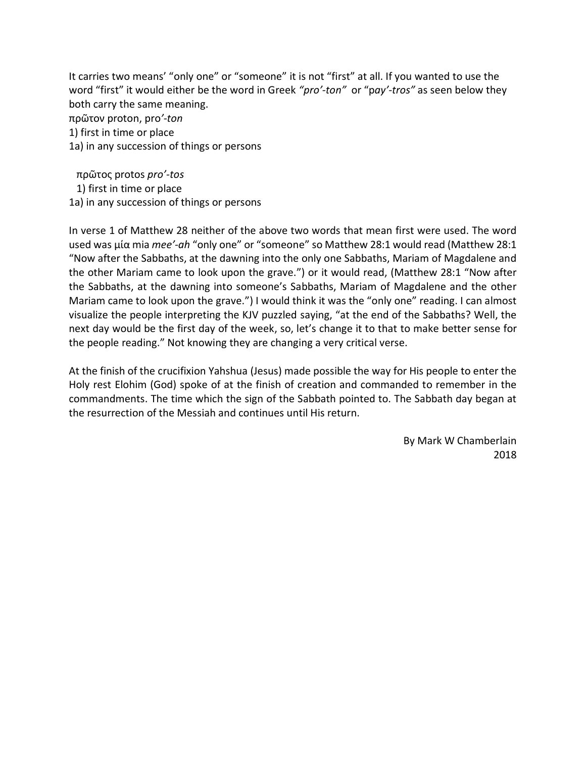It carries two means' "only one" or "someone" it is not "first" at all. If you wanted to use the word "first" it would either be the word in Greek *"pro'-ton"* or "p*ay'-tros"* as seen below they both carry the same meaning.

πρῶτον proton, pro*'-ton*

1) first in time or place

1a) in any succession of things or persons

πρῶτος protos *pro'-tos*

1) first in time or place

1a) in any succession of things or persons

In verse 1 of Matthew 28 neither of the above two words that mean first were used. The word used was μία mia *mee'-ah* "only one" or "someone" so Matthew 28:1 would read (Matthew 28:1 "Now after the Sabbaths, at the dawning into the only one Sabbaths, Mariam of Magdalene and the other Mariam came to look upon the grave.") or it would read, (Matthew 28:1 "Now after the Sabbaths, at the dawning into someone's Sabbaths, Mariam of Magdalene and the other Mariam came to look upon the grave.") I would think it was the "only one" reading. I can almost visualize the people interpreting the KJV puzzled saying, "at the end of the Sabbaths? Well, the next day would be the first day of the week, so, let's change it to that to make better sense for the people reading." Not knowing they are changing a very critical verse.

At the finish of the crucifixion Yahshua (Jesus) made possible the way for His people to enter the Holy rest Elohim (God) spoke of at the finish of creation and commanded to remember in the commandments. The time which the sign of the Sabbath pointed to. The Sabbath day began at the resurrection of the Messiah and continues until His return.

By Mark W Chamberlain

2018